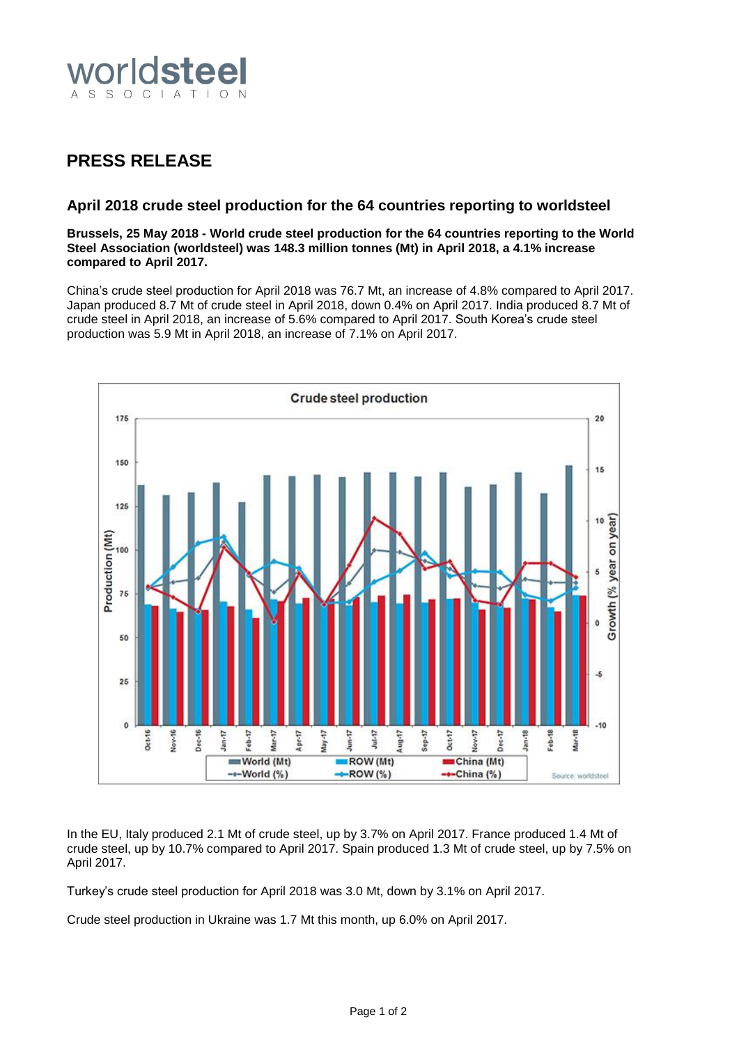worldsteel
ASSOCIATION

# PRESS RELEASE

## April 2018 crude steel production for the 64 countries reporting to worldsteel

**Brussels, 25 May 2018 - World crude steel production for the 64 countries reporting to the World Steel Association (worldsteel) was 148.3 million tonnes (Mt) in April 2018, a 4.1% increase compared to April 2017.**

China's crude steel production for April 2018 was 76.7 Mt, an increase of 4.8% compared to April 2017. Japan produced 8.7 Mt of crude steel in April 2018, down 0.4% on April 2017. India produced 8.7 Mt of crude steel in April 2018, an increase of 5.6% compared to April 2017. South Korea's crude steel production was 5.9 Mt in April 2018, an increase of 7.1% on April 2017.

In the EU, Italy produced 2.1 Mt of crude steel, up by 3.7% on April 2017. France produced 1.4 Mt of crude steel, up by 10.7% compared to April 2017. Spain produced 1.3 Mt of crude steel, up by 7.5% on April 2017.

Turkey's crude steel production for April 2018 was 3.0 Mt, down by 3.1% on April 2017.

Crude steel production in Ukraine was 1.7 Mt this month, up 6.0% on April 2017.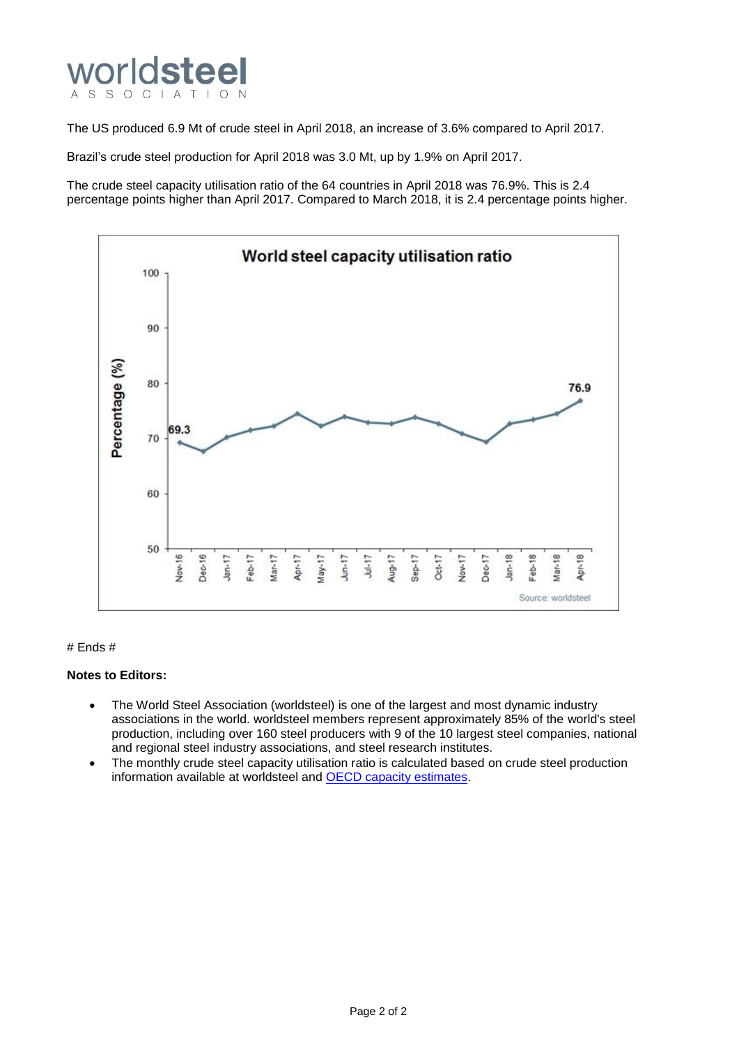worldsteel ASSOCIATION

The US produced 6.9 Mt of crude steel in April 2018, an increase of 3.6% compared to April 2017.

Brazil's crude steel production for April 2018 was 3.0 Mt, up by 1.9% on April 2017.

The crude steel capacity utilisation ratio of the 64 countries in April 2018 was 76.9%. This is 2.4 percentage points higher than April 2017. Compared to March 2018, it is 2.4 percentage points higher.

World steel capacity utilisation ratio

Percentage (%)

100
90
80
70
60
50

69.3
76.9

Nov-16 Dec-16 Jan-17 Feb-17 Mar-17 Apr-17 May-17 Jun-17 Jul-17 Aug-17 Sep-17 Oct-17 Nov-17 Dec-17 Jan-18 Feb-18 Mar-18 Apr-18

Source: worldsteel

# Ends #

**Notes to Editors:**

- The World Steel Association (worldsteel) is one of the largest and most dynamic industry associations in the world. worldsteel members represent approximately 85% of the world's steel production, including over 160 steel producers with 9 of the 10 largest steel companies, national and regional steel industry associations, and steel research institutes.
- The monthly crude steel capacity utilisation ratio is calculated based on crude steel production information available at worldsteel and OECD capacity estimates.